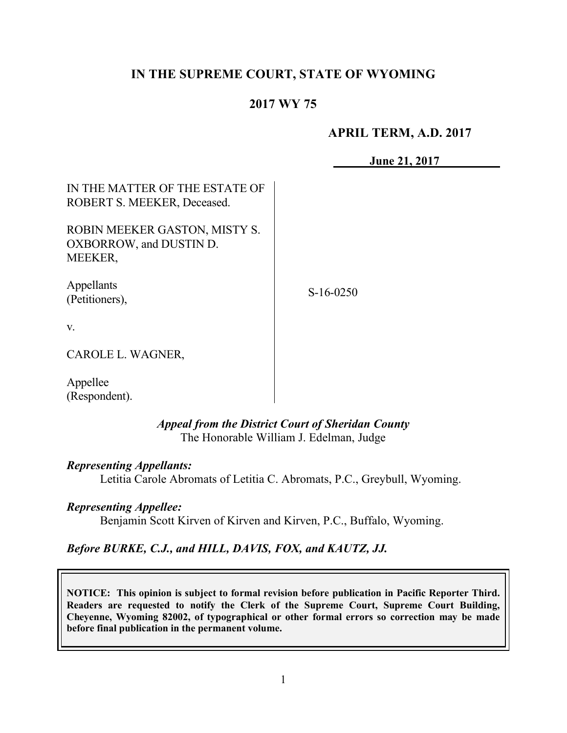# IN THE SUPREME COURT, STATE OF WYOMING

## 2017 WY 75

**APRIL TERM, A.D. 2017**

**June 21, 2017**

IN THE MATTER OF THE ESTATE OF ROBERT S. MEEKER, Deceased.

ROBIN MEEKER GASTON, MISTY S. OXBORROW, and DUSTIN D. MEEKER,

Appellants (Petitioners),

v.

CAROLE L. WAGNER,

Appellee (Respondent).

S-16-0250

***Appeal from the District Court of Sheridan County***
The Honorable William J. Edelman, Judge

***Representing Appellants:***
Letitia Carole Abromats of Letitia C. Abromats, P.C., Greybull, Wyoming.

***Representing Appellee:***
Benjamin Scott Kirven of Kirven and Kirven, P.C., Buffalo, Wyoming.

***Before BURKE, C.J., and HILL, DAVIS, FOX, and KAUTZ, JJ.***

**NOTICE: This opinion is subject to formal revision before publication in Pacific Reporter Third. Readers are requested to notify the Clerk of the Supreme Court, Supreme Court Building, Cheyenne, Wyoming 82002, of typographical or other formal errors so correction may be made before final publication in the permanent volume.**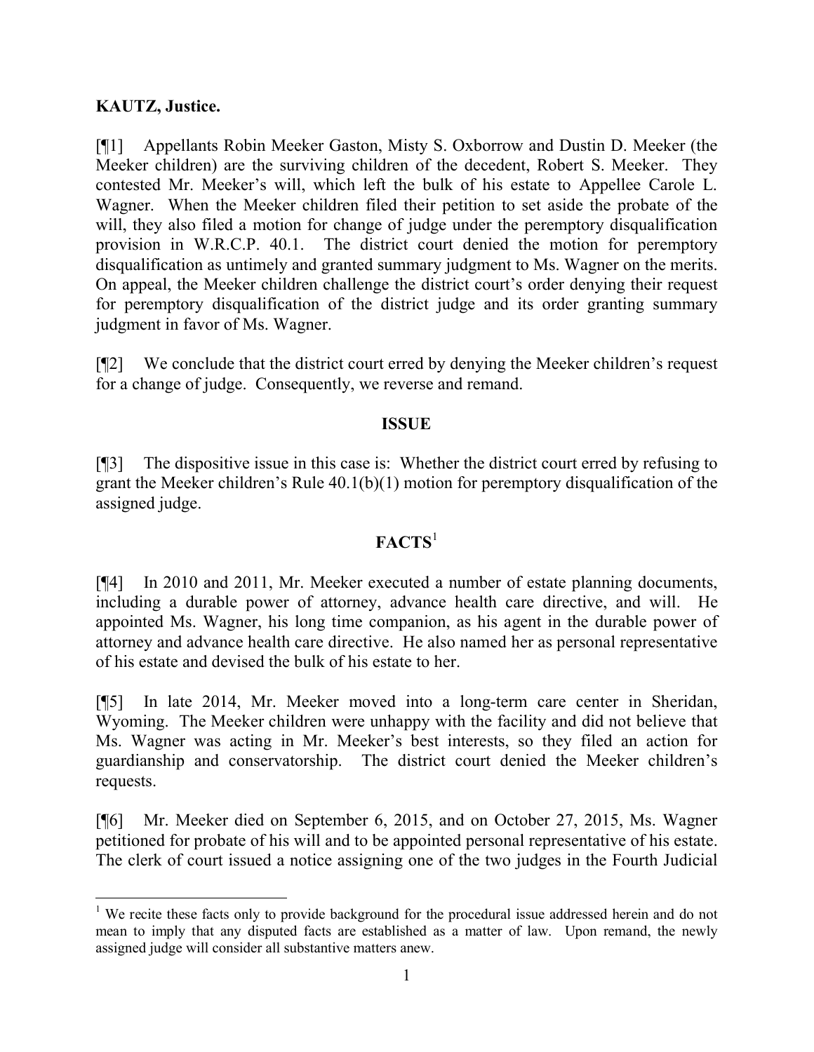**KAUTZ, Justice.**

[¶1] Appellants Robin Meeker Gaston, Misty S. Oxborrow and Dustin D. Meeker (the Meeker children) are the surviving children of the decedent, Robert S. Meeker. They contested Mr. Meeker's will, which left the bulk of his estate to Appellee Carole L. Wagner. When the Meeker children filed their petition to set aside the probate of the will, they also filed a motion for change of judge under the peremptory disqualification provision in W.R.C.P. 40.1. The district court denied the motion for peremptory disqualification as untimely and granted summary judgment to Ms. Wagner on the merits. On appeal, the Meeker children challenge the district court's order denying their request for peremptory disqualification of the district judge and its order granting summary judgment in favor of Ms. Wagner.

[¶2] We conclude that the district court erred by denying the Meeker children's request for a change of judge. Consequently, we reverse and remand.

## ISSUE

[¶3] The dispositive issue in this case is: Whether the district court erred by refusing to grant the Meeker children's Rule 40.1(b)(1) motion for peremptory disqualification of the assigned judge.

## FACTS[1]

[¶4] In 2010 and 2011, Mr. Meeker executed a number of estate planning documents, including a durable power of attorney, advance health care directive, and will. He appointed Ms. Wagner, his long time companion, as his agent in the durable power of attorney and advance health care directive. He also named her as personal representative of his estate and devised the bulk of his estate to her.

[¶5] In late 2014, Mr. Meeker moved into a long-term care center in Sheridan, Wyoming. The Meeker children were unhappy with the facility and did not believe that Ms. Wagner was acting in Mr. Meeker's best interests, so they filed an action for guardianship and conservatorship. The district court denied the Meeker children's requests.

[¶6] Mr. Meeker died on September 6, 2015, and on October 27, 2015, Ms. Wagner petitioned for probate of his will and to be appointed personal representative of his estate. The clerk of court issued a notice assigning one of the two judges in the Fourth Judicial

---

[1] We recite these facts only to provide background for the procedural issue addressed herein and do not mean to imply that any disputed facts are established as a matter of law. Upon remand, the newly assigned judge will consider all substantive matters anew.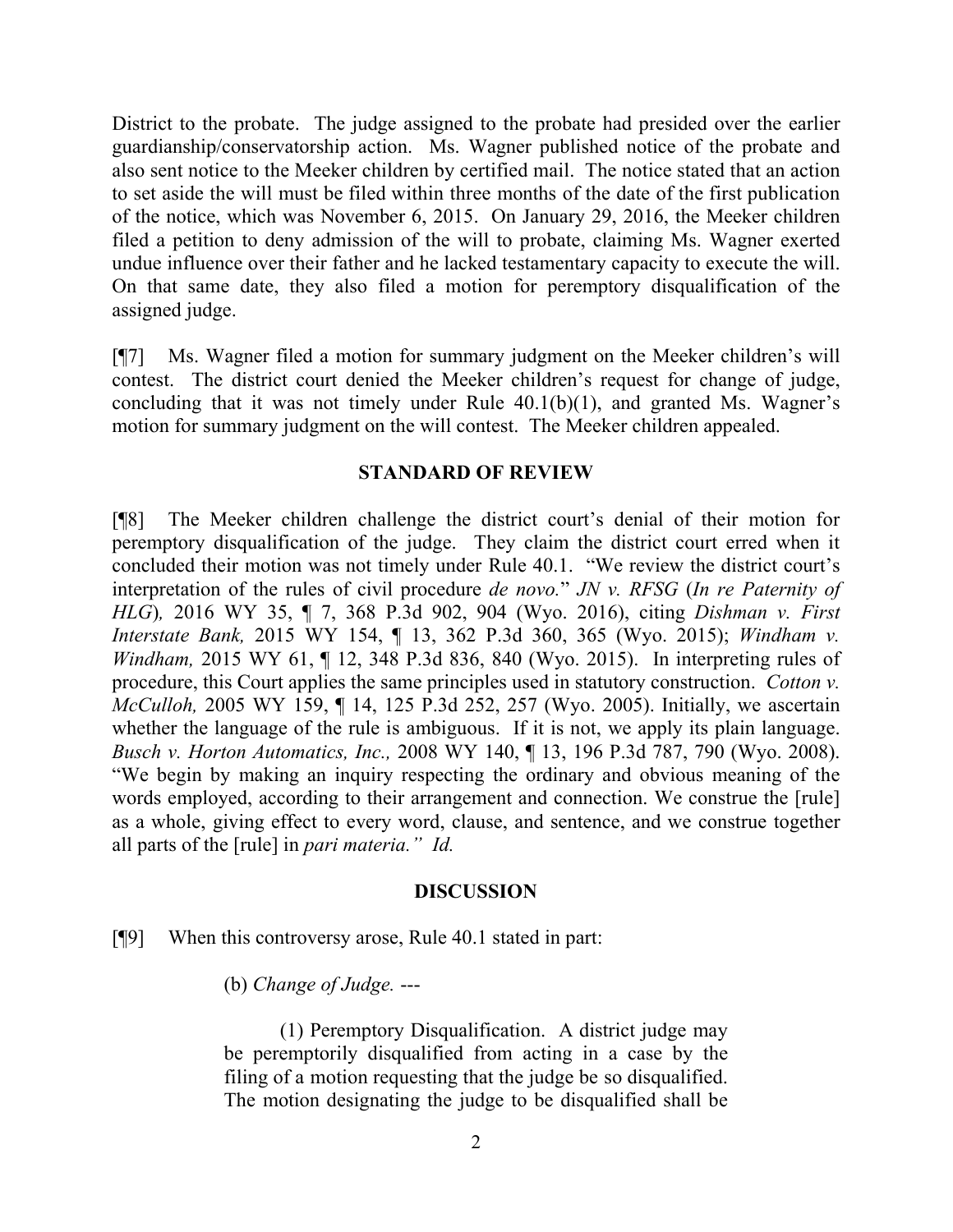District to the probate. The judge assigned to the probate had presided over the earlier guardianship/conservatorship action. Ms. Wagner published notice of the probate and also sent notice to the Meeker children by certified mail. The notice stated that an action to set aside the will must be filed within three months of the date of the first publication of the notice, which was November 6, 2015. On January 29, 2016, the Meeker children filed a petition to deny admission of the will to probate, claiming Ms. Wagner exerted undue influence over their father and he lacked testamentary capacity to execute the will. On that same date, they also filed a motion for peremptory disqualification of the assigned judge.

[¶7] Ms. Wagner filed a motion for summary judgment on the Meeker children's will contest. The district court denied the Meeker children's request for change of judge, concluding that it was not timely under Rule 40.1(b)(1), and granted Ms. Wagner's motion for summary judgment on the will contest. The Meeker children appealed.

## STANDARD OF REVIEW

[¶8] The Meeker children challenge the district court's denial of their motion for peremptory disqualification of the judge. They claim the district court erred when it concluded their motion was not timely under Rule 40.1. "We review the district court's interpretation of the rules of civil procedure *de novo.*" *JN v. RFSG* (*In re Paternity of HLG*), 2016 WY 35, ¶ 7, 368 P.3d 902, 904 (Wyo. 2016), citing *Dishman v. First Interstate Bank,* 2015 WY 154, ¶ 13, 362 P.3d 360, 365 (Wyo. 2015); *Windham v. Windham,* 2015 WY 61, ¶ 12, 348 P.3d 836, 840 (Wyo. 2015). In interpreting rules of procedure, this Court applies the same principles used in statutory construction. *Cotton v. McCulloh,* 2005 WY 159, ¶ 14, 125 P.3d 252, 257 (Wyo. 2005). Initially, we ascertain whether the language of the rule is ambiguous. If it is not, we apply its plain language. *Busch v. Horton Automatics, Inc.,* 2008 WY 140, ¶ 13, 196 P.3d 787, 790 (Wyo. 2008). "We begin by making an inquiry respecting the ordinary and obvious meaning of the words employed, according to their arrangement and connection. We construe the [rule] as a whole, giving effect to every word, clause, and sentence, and we construe together all parts of the [rule] in *pari materia." Id.*

## DISCUSSION

[¶9] When this controversy arose, Rule 40.1 stated in part:

> (b) *Change of Judge.* ---
>
> (1) Peremptory Disqualification. A district judge may be peremptorily disqualified from acting in a case by the filing of a motion requesting that the judge be so disqualified. The motion designating the judge to be disqualified shall be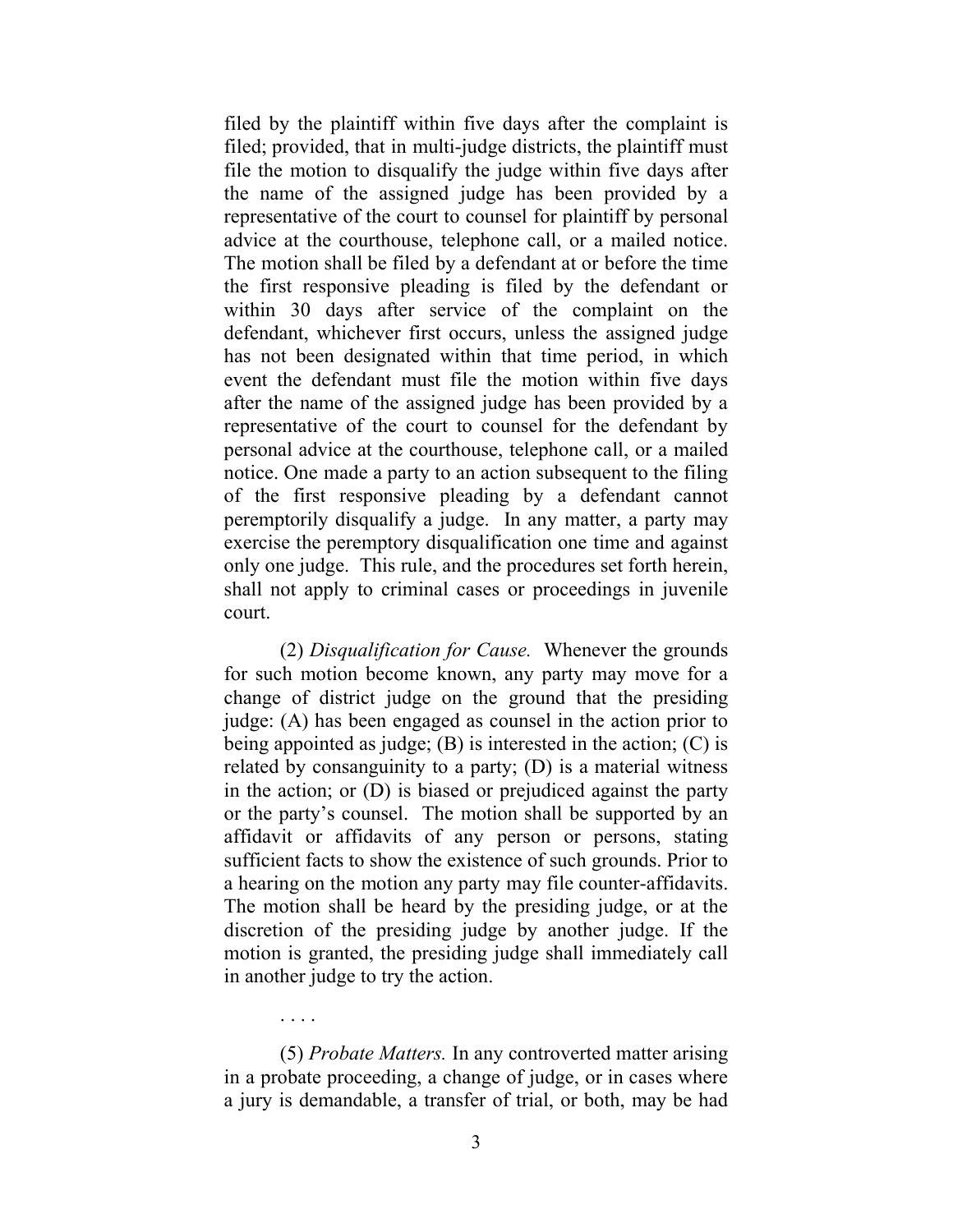filed by the plaintiff within five days after the complaint is filed; provided, that in multi-judge districts, the plaintiff must file the motion to disqualify the judge within five days after the name of the assigned judge has been provided by a representative of the court to counsel for plaintiff by personal advice at the courthouse, telephone call, or a mailed notice. The motion shall be filed by a defendant at or before the time the first responsive pleading is filed by the defendant or within 30 days after service of the complaint on the defendant, whichever first occurs, unless the assigned judge has not been designated within that time period, in which event the defendant must file the motion within five days after the name of the assigned judge has been provided by a representative of the court to counsel for the defendant by personal advice at the courthouse, telephone call, or a mailed notice. One made a party to an action subsequent to the filing of the first responsive pleading by a defendant cannot peremptorily disqualify a judge. In any matter, a party may exercise the peremptory disqualification one time and against only one judge. This rule, and the procedures set forth herein, shall not apply to criminal cases or proceedings in juvenile court.

(2) *Disqualification for Cause.* Whenever the grounds for such motion become known, any party may move for a change of district judge on the ground that the presiding judge: (A) has been engaged as counsel in the action prior to being appointed as judge; (B) is interested in the action; (C) is related by consanguinity to a party; (D) is a material witness in the action; or (D) is biased or prejudiced against the party or the party's counsel. The motion shall be supported by an affidavit or affidavits of any person or persons, stating sufficient facts to show the existence of such grounds. Prior to a hearing on the motion any party may file counter-affidavits. The motion shall be heard by the presiding judge, or at the discretion of the presiding judge by another judge. If the motion is granted, the presiding judge shall immediately call in another judge to try the action.

. . . .

(5) *Probate Matters.* In any controverted matter arising in a probate proceeding, a change of judge, or in cases where a jury is demandable, a transfer of trial, or both, may be had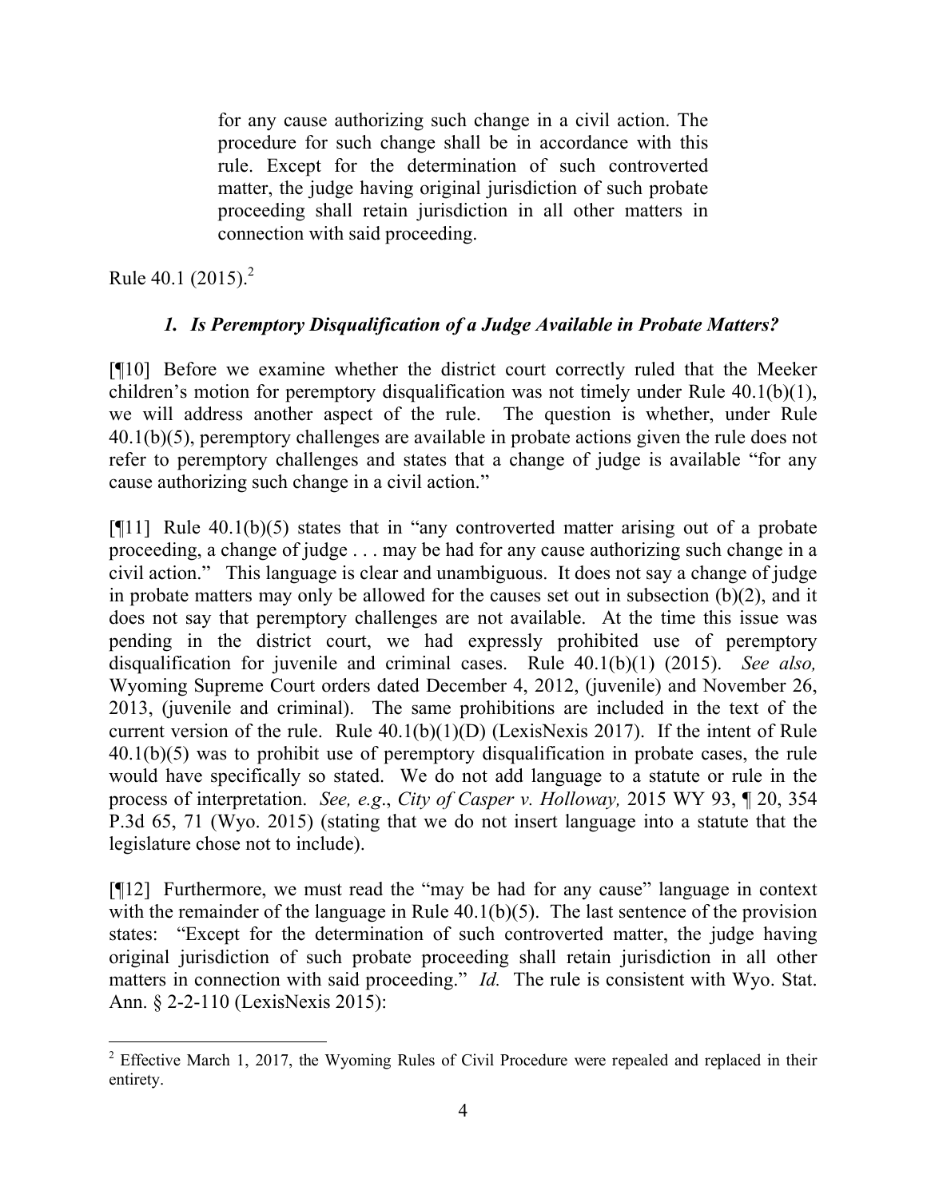> for any cause authorizing such change in a civil action. The procedure for such change shall be in accordance with this rule. Except for the determination of such controverted matter, the judge having original jurisdiction of such probate proceeding shall retain jurisdiction in all other matters in connection with said proceeding.

Rule 40.1 (2015).[2]

### *1. Is Peremptory Disqualification of a Judge Available in Probate Matters?*

[¶10] Before we examine whether the district court correctly ruled that the Meeker children's motion for peremptory disqualification was not timely under Rule 40.1(b)(1), we will address another aspect of the rule. The question is whether, under Rule 40.1(b)(5), peremptory challenges are available in probate actions given the rule does not refer to peremptory challenges and states that a change of judge is available "for any cause authorizing such change in a civil action."

[¶11] Rule 40.1(b)(5) states that in "any controverted matter arising out of a probate proceeding, a change of judge . . . may be had for any cause authorizing such change in a civil action." This language is clear and unambiguous. It does not say a change of judge in probate matters may only be allowed for the causes set out in subsection (b)(2), and it does not say that peremptory challenges are not available. At the time this issue was pending in the district court, we had expressly prohibited use of peremptory disqualification for juvenile and criminal cases. Rule 40.1(b)(1) (2015). *See also,* Wyoming Supreme Court orders dated December 4, 2012, (juvenile) and November 26, 2013, (juvenile and criminal). The same prohibitions are included in the text of the current version of the rule. Rule 40.1(b)(1)(D) (LexisNexis 2017). If the intent of Rule 40.1(b)(5) was to prohibit use of peremptory disqualification in probate cases, the rule would have specifically so stated. We do not add language to a statute or rule in the process of interpretation. *See, e.g*., *City of Casper v. Holloway,* 2015 WY 93, ¶ 20, 354 P.3d 65, 71 (Wyo. 2015) (stating that we do not insert language into a statute that the legislature chose not to include).

[¶12] Furthermore, we must read the "may be had for any cause" language in context with the remainder of the language in Rule 40.1(b)(5). The last sentence of the provision states: "Except for the determination of such controverted matter, the judge having original jurisdiction of such probate proceeding shall retain jurisdiction in all other matters in connection with said proceeding." *Id.* The rule is consistent with Wyo. Stat. Ann. § 2-2-110 (LexisNexis 2015):

---

[2] Effective March 1, 2017, the Wyoming Rules of Civil Procedure were repealed and replaced in their entirety.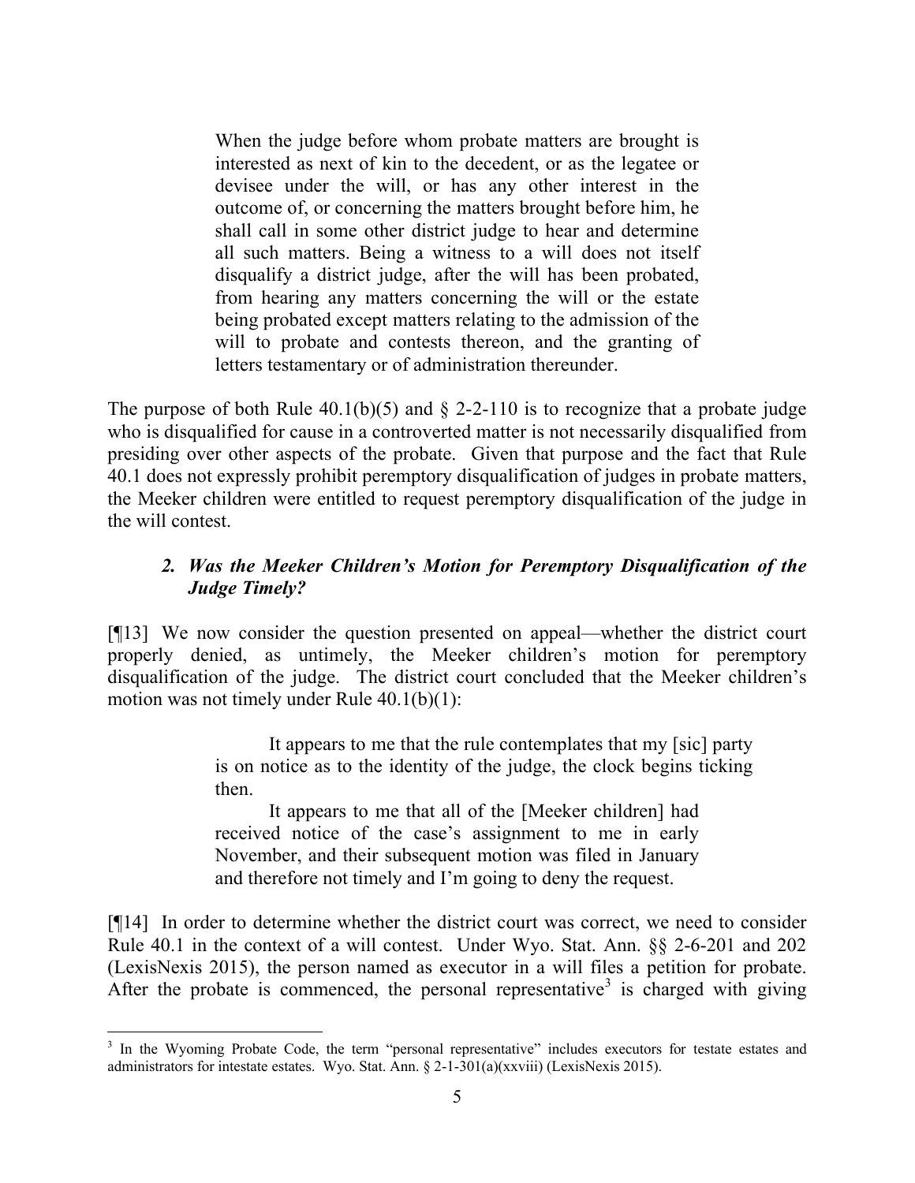> When the judge before whom probate matters are brought is interested as next of kin to the decedent, or as the legatee or devisee under the will, or has any other interest in the outcome of, or concerning the matters brought before him, he shall call in some other district judge to hear and determine all such matters. Being a witness to a will does not itself disqualify a district judge, after the will has been probated, from hearing any matters concerning the will or the estate being probated except matters relating to the admission of the will to probate and contests thereon, and the granting of letters testamentary or of administration thereunder.

The purpose of both Rule 40.1(b)(5) and § 2-2-110 is to recognize that a probate judge who is disqualified for cause in a controverted matter is not necessarily disqualified from presiding over other aspects of the probate. Given that purpose and the fact that Rule 40.1 does not expressly prohibit peremptory disqualification of judges in probate matters, the Meeker children were entitled to request peremptory disqualification of the judge in the will contest.

### *2. Was the Meeker Children's Motion for Peremptory Disqualification of the Judge Timely?*

[¶13] We now consider the question presented on appeal—whether the district court properly denied, as untimely, the Meeker children's motion for peremptory disqualification of the judge. The district court concluded that the Meeker children's motion was not timely under Rule 40.1(b)(1):

> It appears to me that the rule contemplates that my [sic] party is on notice as to the identity of the judge, the clock begins ticking then.
>
> It appears to me that all of the [Meeker children] had received notice of the case's assignment to me in early November, and their subsequent motion was filed in January and therefore not timely and I'm going to deny the request.

[¶14] In order to determine whether the district court was correct, we need to consider Rule 40.1 in the context of a will contest. Under Wyo. Stat. Ann. §§ 2-6-201 and 202 (LexisNexis 2015), the person named as executor in a will files a petition for probate. After the probate is commenced, the personal representative[3] is charged with giving

---

[3] In the Wyoming Probate Code, the term "personal representative" includes executors for testate estates and administrators for intestate estates. Wyo. Stat. Ann. § 2-1-301(a)(xxviii) (LexisNexis 2015).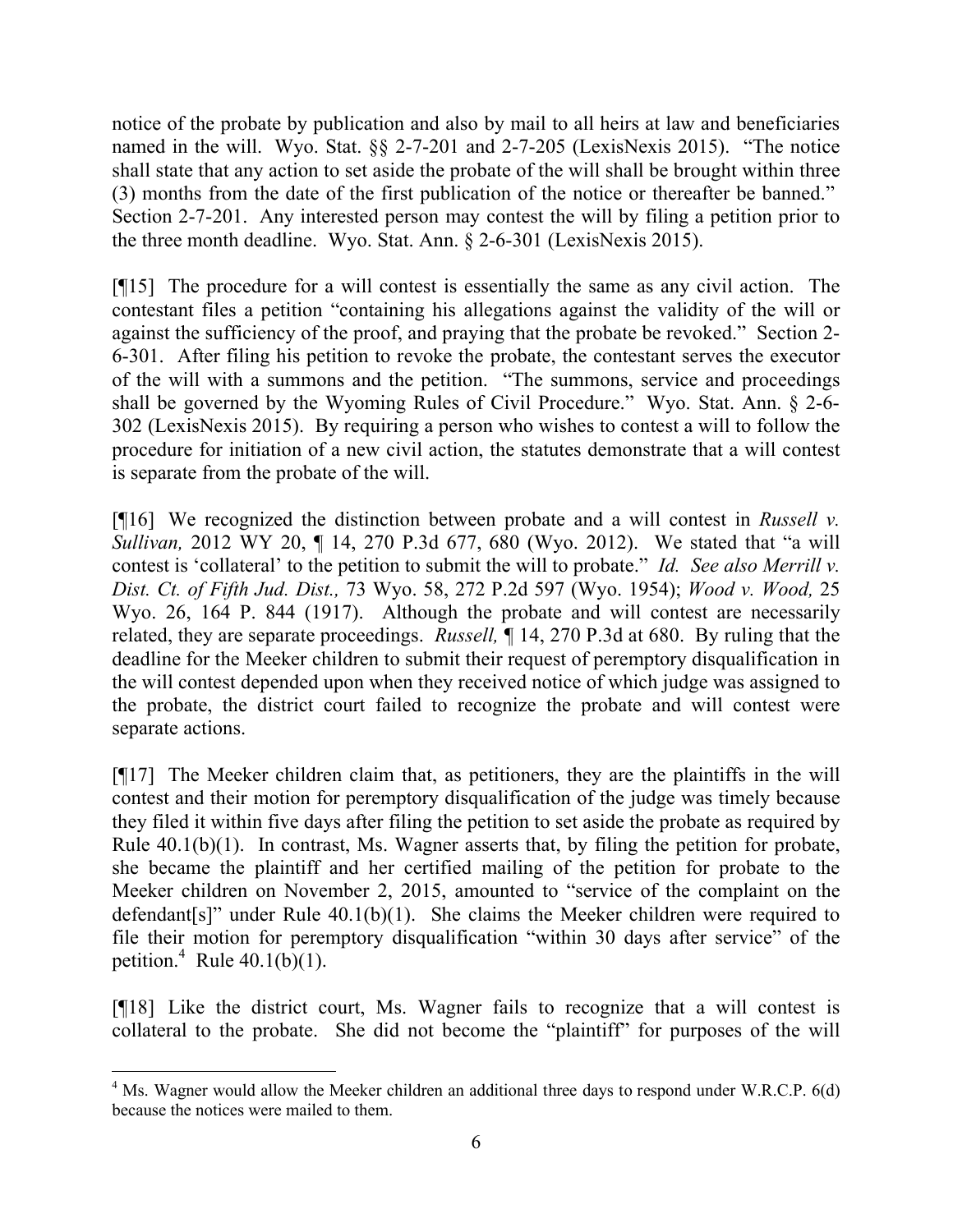notice of the probate by publication and also by mail to all heirs at law and beneficiaries named in the will. Wyo. Stat. §§ 2-7-201 and 2-7-205 (LexisNexis 2015). "The notice shall state that any action to set aside the probate of the will shall be brought within three (3) months from the date of the first publication of the notice or thereafter be banned." Section 2-7-201. Any interested person may contest the will by filing a petition prior to the three month deadline. Wyo. Stat. Ann. § 2-6-301 (LexisNexis 2015).

[¶15] The procedure for a will contest is essentially the same as any civil action. The contestant files a petition "containing his allegations against the validity of the will or against the sufficiency of the proof, and praying that the probate be revoked." Section 2-6-301. After filing his petition to revoke the probate, the contestant serves the executor of the will with a summons and the petition. "The summons, service and proceedings shall be governed by the Wyoming Rules of Civil Procedure." Wyo. Stat. Ann. § 2-6-302 (LexisNexis 2015). By requiring a person who wishes to contest a will to follow the procedure for initiation of a new civil action, the statutes demonstrate that a will contest is separate from the probate of the will.

[¶16] We recognized the distinction between probate and a will contest in *Russell v. Sullivan,* 2012 WY 20, ¶ 14, 270 P.3d 677, 680 (Wyo. 2012). We stated that "a will contest is 'collateral' to the petition to submit the will to probate." *Id. See also Merrill v. Dist. Ct. of Fifth Jud. Dist.,* 73 Wyo. 58, 272 P.2d 597 (Wyo. 1954); *Wood v. Wood,* 25 Wyo. 26, 164 P. 844 (1917). Although the probate and will contest are necessarily related, they are separate proceedings. *Russell,* ¶ 14, 270 P.3d at 680. By ruling that the deadline for the Meeker children to submit their request of peremptory disqualification in the will contest depended upon when they received notice of which judge was assigned to the probate, the district court failed to recognize the probate and will contest were separate actions.

[¶17] The Meeker children claim that, as petitioners, they are the plaintiffs in the will contest and their motion for peremptory disqualification of the judge was timely because they filed it within five days after filing the petition to set aside the probate as required by Rule 40.1(b)(1). In contrast, Ms. Wagner asserts that, by filing the petition for probate, she became the plaintiff and her certified mailing of the petition for probate to the Meeker children on November 2, 2015, amounted to "service of the complaint on the defendant[s]" under Rule 40.1(b)(1). She claims the Meeker children were required to file their motion for peremptory disqualification "within 30 days after service" of the petition.[4] Rule 40.1(b)(1).

[¶18] Like the district court, Ms. Wagner fails to recognize that a will contest is collateral to the probate. She did not become the "plaintiff" for purposes of the will

[4] Ms. Wagner would allow the Meeker children an additional three days to respond under W.R.C.P. 6(d) because the notices were mailed to them.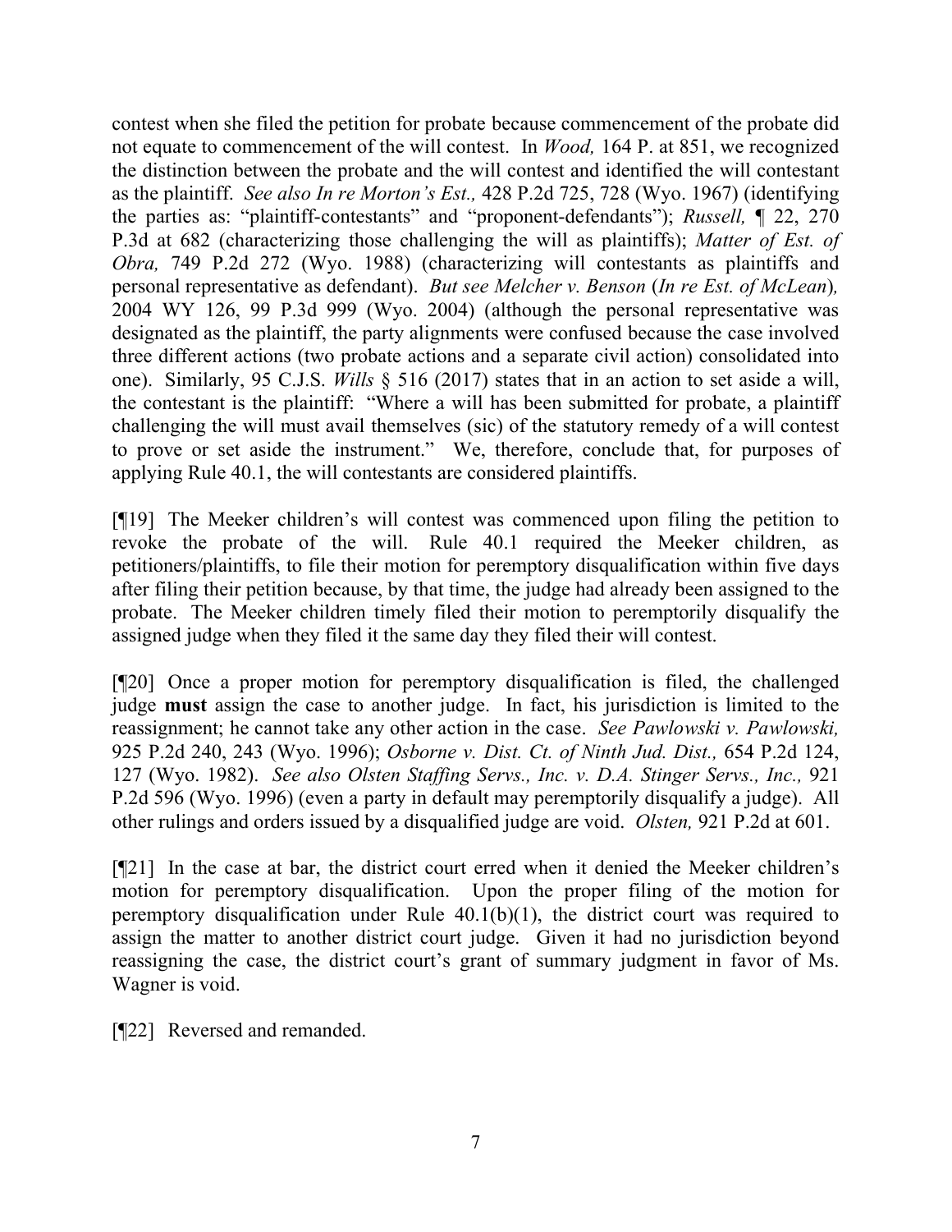contest when she filed the petition for probate because commencement of the probate did not equate to commencement of the will contest. In *Wood,* 164 P. at 851, we recognized the distinction between the probate and the will contest and identified the will contestant as the plaintiff. *See also In re Morton's Est.,* 428 P.2d 725, 728 (Wyo. 1967) (identifying the parties as: "plaintiff-contestants" and "proponent-defendants"); *Russell,* ¶ 22, 270 P.3d at 682 (characterizing those challenging the will as plaintiffs); *Matter of Est. of Obra,* 749 P.2d 272 (Wyo. 1988) (characterizing will contestants as plaintiffs and personal representative as defendant). *But see Melcher v. Benson* (*In re Est. of McLean*), 2004 WY 126, 99 P.3d 999 (Wyo. 2004) (although the personal representative was designated as the plaintiff, the party alignments were confused because the case involved three different actions (two probate actions and a separate civil action) consolidated into one). Similarly, 95 C.J.S. *Wills* § 516 (2017) states that in an action to set aside a will, the contestant is the plaintiff: "Where a will has been submitted for probate, a plaintiff challenging the will must avail themselves (sic) of the statutory remedy of a will contest to prove or set aside the instrument." We, therefore, conclude that, for purposes of applying Rule 40.1, the will contestants are considered plaintiffs.

[¶19] The Meeker children's will contest was commenced upon filing the petition to revoke the probate of the will. Rule 40.1 required the Meeker children, as petitioners/plaintiffs, to file their motion for peremptory disqualification within five days after filing their petition because, by that time, the judge had already been assigned to the probate. The Meeker children timely filed their motion to peremptorily disqualify the assigned judge when they filed it the same day they filed their will contest.

[¶20] Once a proper motion for peremptory disqualification is filed, the challenged judge **must** assign the case to another judge. In fact, his jurisdiction is limited to the reassignment; he cannot take any other action in the case. *See Pawlowski v. Pawlowski,* 925 P.2d 240, 243 (Wyo. 1996); *Osborne v. Dist. Ct. of Ninth Jud. Dist.,* 654 P.2d 124, 127 (Wyo. 1982). *See also Olsten Staffing Servs., Inc. v. D.A. Stinger Servs., Inc.,* 921 P.2d 596 (Wyo. 1996) (even a party in default may peremptorily disqualify a judge). All other rulings and orders issued by a disqualified judge are void. *Olsten,* 921 P.2d at 601.

[¶21] In the case at bar, the district court erred when it denied the Meeker children's motion for peremptory disqualification. Upon the proper filing of the motion for peremptory disqualification under Rule 40.1(b)(1), the district court was required to assign the matter to another district court judge. Given it had no jurisdiction beyond reassigning the case, the district court's grant of summary judgment in favor of Ms. Wagner is void.

[¶22] Reversed and remanded.